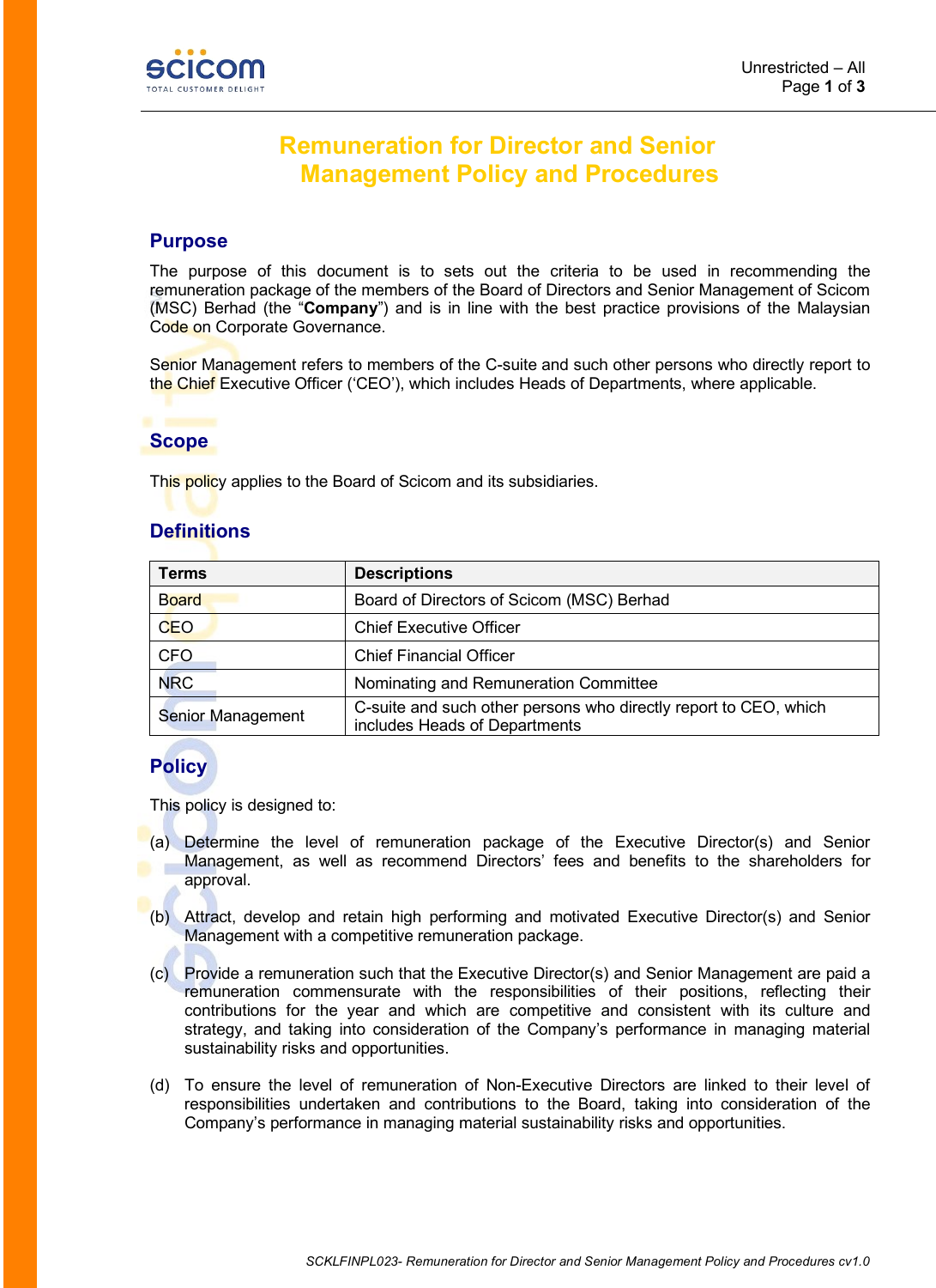# Remuneration for Director and Senior Management Policy and Procedures

## Purpose

The purpose of this document is to sets out the criteria to be used in recommending the remuneration package of the members of the Board of Directors and Senior Management of Scicom (MSC) Berhad (the "**Company**") and is in line with the best practice provisions of the Malaysian Code on Corporate Governance.

Senior Management refers to members of the C-suite and such other persons who directly report to the Chief Executive Officer ('CEO'), which includes Heads of Departments, where applicable.

## Scope

This policy applies to the Board of Scicom and its subsidiaries.

## Definitions

| Terms | Descriptions |
|---|---|
| Board | Board of Directors of Scicom (MSC) Berhad |
| CEO | Chief Executive Officer |
| CFO | Chief Financial Officer |
| NRC | Nominating and Remuneration Committee |
| Senior Management | C-suite and such other persons who directly report to CEO, which includes Heads of Departments |

## Policy

This policy is designed to:

(a) Determine the level of remuneration package of the Executive Director(s) and Senior Management, as well as recommend Directors' fees and benefits to the shareholders for approval.

(b) Attract, develop and retain high performing and motivated Executive Director(s) and Senior Management with a competitive remuneration package.

(c) Provide a remuneration such that the Executive Director(s) and Senior Management are paid a remuneration commensurate with the responsibilities of their positions, reflecting their contributions for the year and which are competitive and consistent with its culture and strategy, and taking into consideration of the Company's performance in managing material sustainability risks and opportunities.

(d) To ensure the level of remuneration of Non-Executive Directors are linked to their level of responsibilities undertaken and contributions to the Board, taking into consideration of the Company's performance in managing material sustainability risks and opportunities.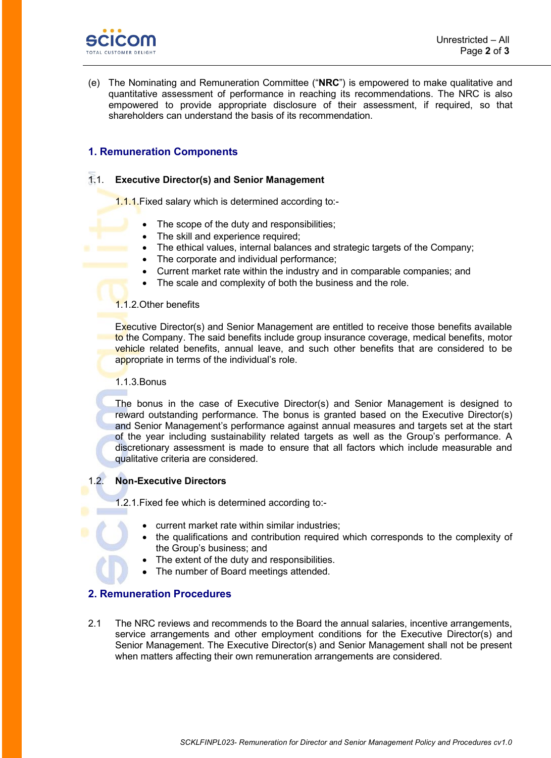(e) The Nominating and Remuneration Committee ("**NRC**") is empowered to make qualitative and quantitative assessment of performance in reaching its recommendations. The NRC is also empowered to provide appropriate disclosure of their assessment, if required, so that shareholders can understand the basis of its recommendation.

## 1. Remuneration Components

### 1.1. Executive Director(s) and Senior Management

1.1.1.Fixed salary which is determined according to:-

- The scope of the duty and responsibilities;
- The skill and experience required;
- The ethical values, internal balances and strategic targets of the Company;
- The corporate and individual performance;
- Current market rate within the industry and in comparable companies; and
- The scale and complexity of both the business and the role.

1.1.2.Other benefits

Executive Director(s) and Senior Management are entitled to receive those benefits available to the Company. The said benefits include group insurance coverage, medical benefits, motor vehicle related benefits, annual leave, and such other benefits that are considered to be appropriate in terms of the individual's role.

1.1.3.Bonus

The bonus in the case of Executive Director(s) and Senior Management is designed to reward outstanding performance. The bonus is granted based on the Executive Director(s) and Senior Management's performance against annual measures and targets set at the start of the year including sustainability related targets as well as the Group's performance. A discretionary assessment is made to ensure that all factors which include measurable and qualitative criteria are considered.

### 1.2. Non-Executive Directors

1.2.1.Fixed fee which is determined according to:-

- current market rate within similar industries;
- the qualifications and contribution required which corresponds to the complexity of the Group's business; and
- The extent of the duty and responsibilities.
- The number of Board meetings attended.

## 2. Remuneration Procedures

2.1 The NRC reviews and recommends to the Board the annual salaries, incentive arrangements, service arrangements and other employment conditions for the Executive Director(s) and Senior Management. The Executive Director(s) and Senior Management shall not be present when matters affecting their own remuneration arrangements are considered.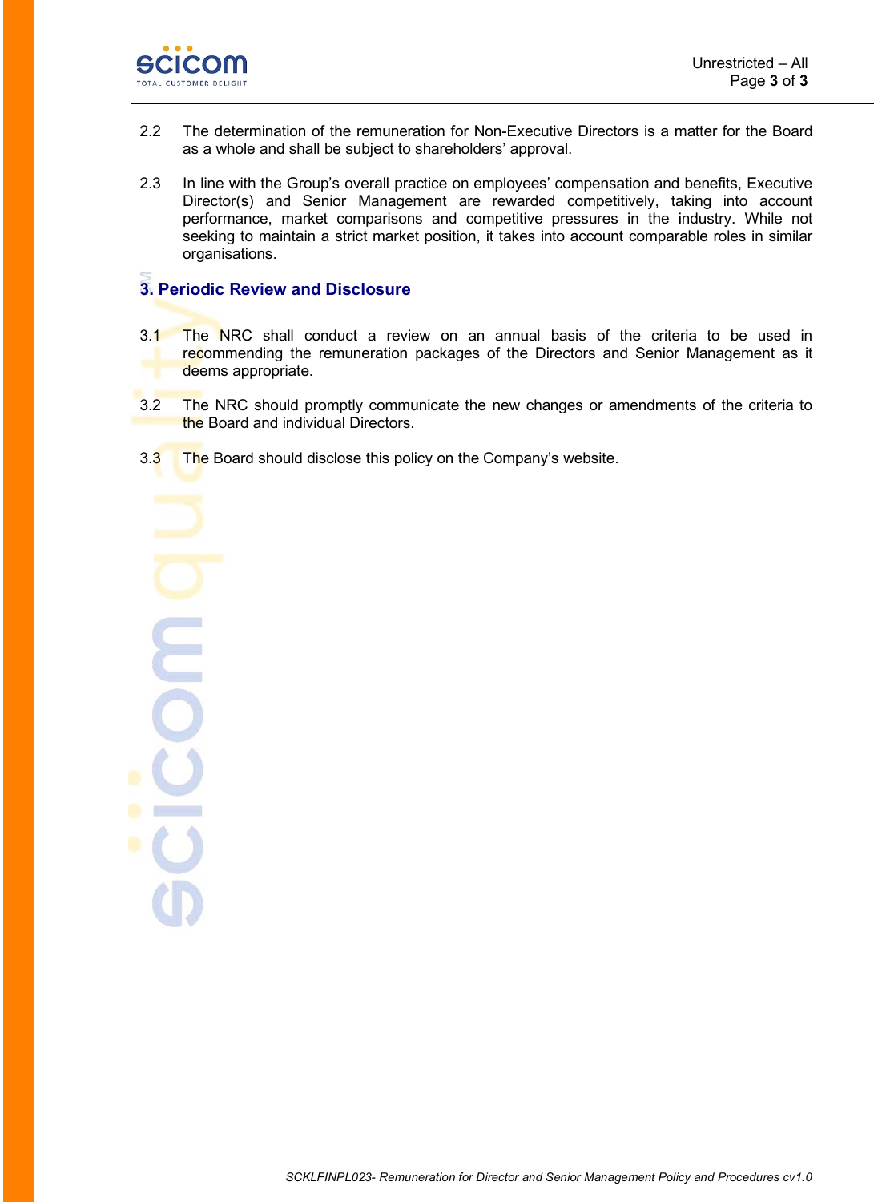2.2 The determination of the remuneration for Non-Executive Directors is a matter for the Board as a whole and shall be subject to shareholders' approval.

2.3 In line with the Group's overall practice on employees' compensation and benefits, Executive Director(s) and Senior Management are rewarded competitively, taking into account performance, market comparisons and competitive pressures in the industry. While not seeking to maintain a strict market position, it takes into account comparable roles in similar organisations.

## 3. Periodic Review and Disclosure

3.1 The NRC shall conduct a review on an annual basis of the criteria to be used in recommending the remuneration packages of the Directors and Senior Management as it deems appropriate.

3.2 The NRC should promptly communicate the new changes or amendments of the criteria to the Board and individual Directors.

3.3 The Board should disclose this policy on the Company's website.